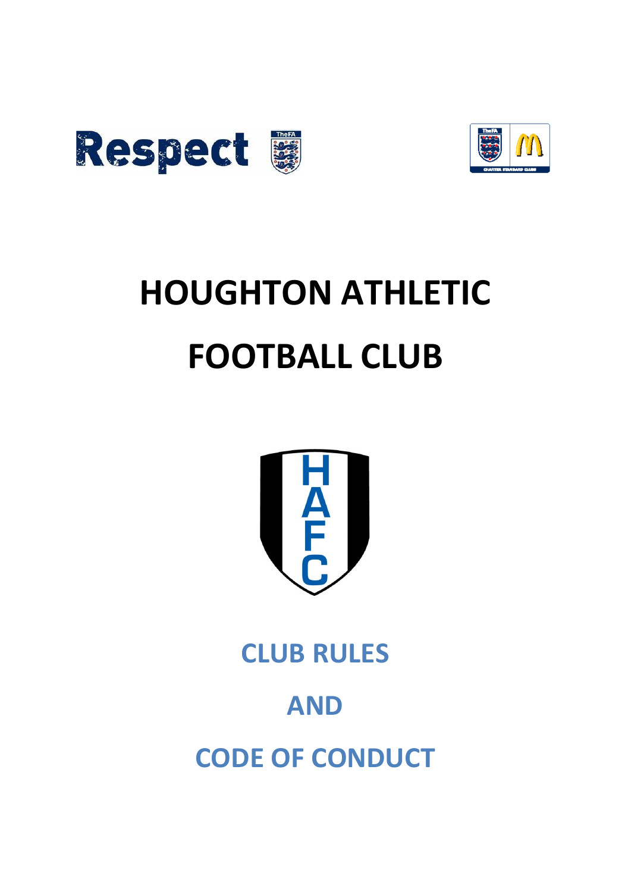# HOUGHTON ATHLETIC FOOTBALL CLUB

## CLUB RULES

## AND

## CODE OF CONDUCT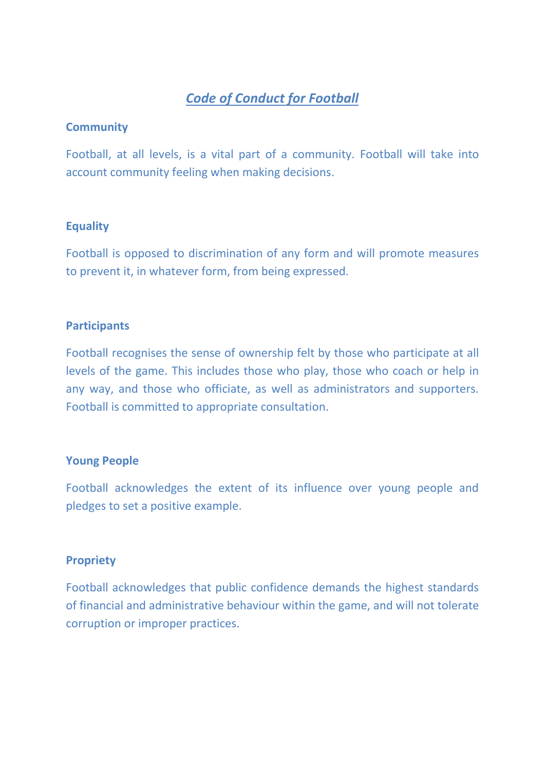# *Code of Conduct for Football*

## Community

Football, at all levels, is a vital part of a community. Football will take into account community feeling when making decisions.

## Equality

Football is opposed to discrimination of any form and will promote measures to prevent it, in whatever form, from being expressed.

## Participants

Football recognises the sense of ownership felt by those who participate at all levels of the game. This includes those who play, those who coach or help in any way, and those who officiate, as well as administrators and supporters. Football is committed to appropriate consultation.

## Young People

Football acknowledges the extent of its influence over young people and pledges to set a positive example.

## Propriety

Football acknowledges that public confidence demands the highest standards of financial and administrative behaviour within the game, and will not tolerate corruption or improper practices.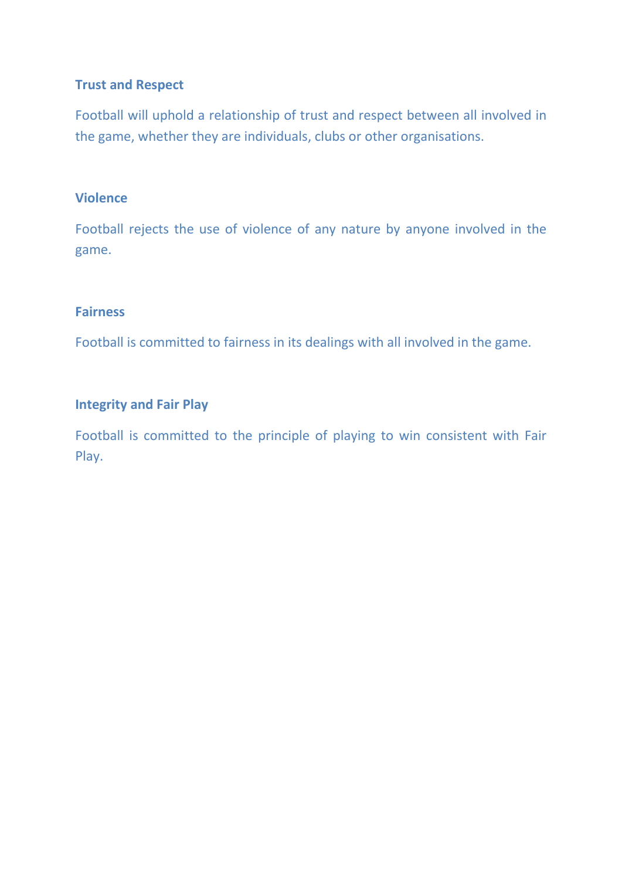### Trust and Respect

Football will uphold a relationship of trust and respect between all involved in the game, whether they are individuals, clubs or other organisations.

### Violence

Football rejects the use of violence of any nature by anyone involved in the game.

### Fairness

Football is committed to fairness in its dealings with all involved in the game.

### Integrity and Fair Play

Football is committed to the principle of playing to win consistent with Fair Play.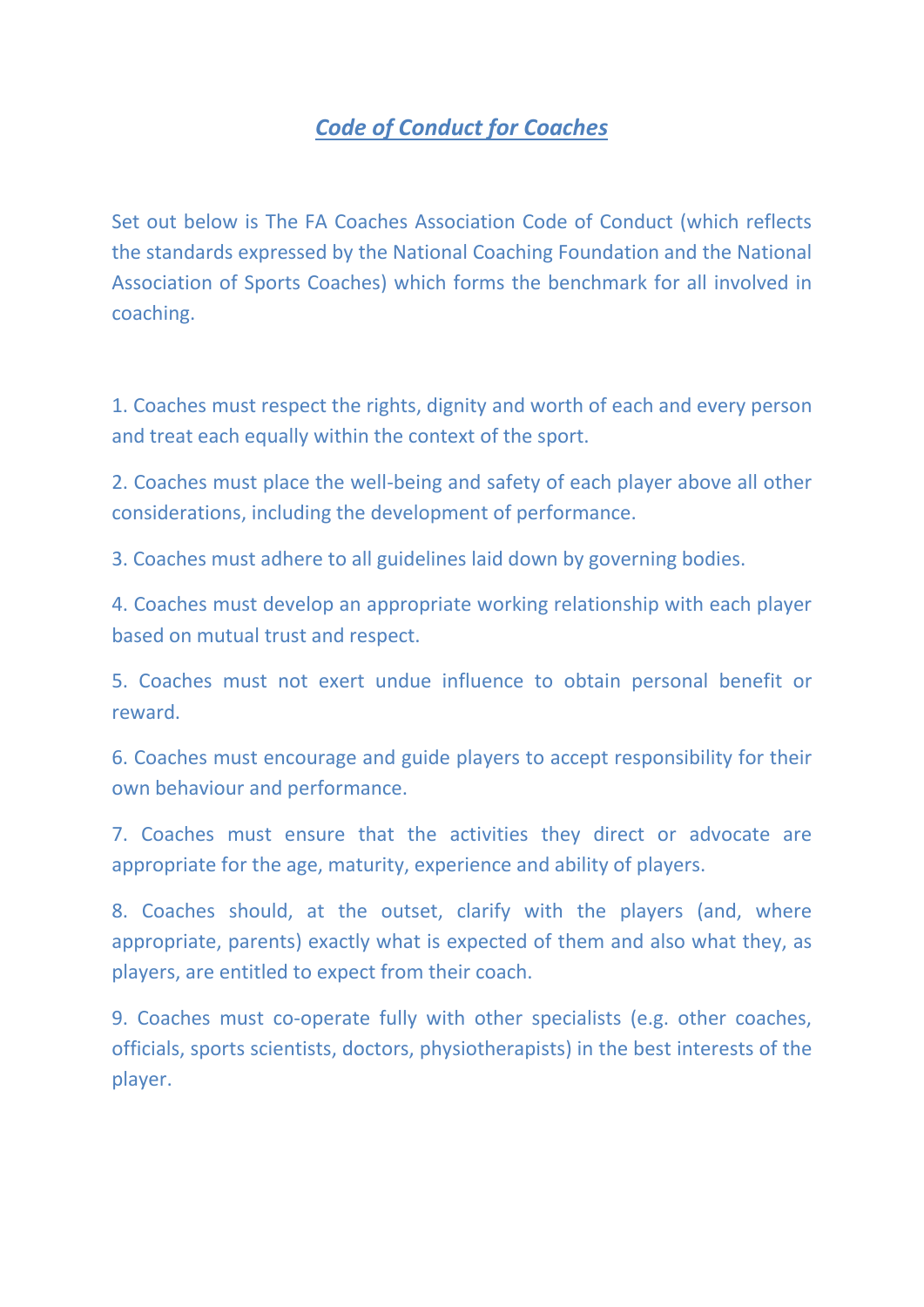# ***Code of Conduct for Coaches***

Set out below is The FA Coaches Association Code of Conduct (which reflects the standards expressed by the National Coaching Foundation and the National Association of Sports Coaches) which forms the benchmark for all involved in coaching.

1. Coaches must respect the rights, dignity and worth of each and every person and treat each equally within the context of the sport.

2. Coaches must place the well-being and safety of each player above all other considerations, including the development of performance.

3. Coaches must adhere to all guidelines laid down by governing bodies.

4. Coaches must develop an appropriate working relationship with each player based on mutual trust and respect.

5. Coaches must not exert undue influence to obtain personal benefit or reward.

6. Coaches must encourage and guide players to accept responsibility for their own behaviour and performance.

7. Coaches must ensure that the activities they direct or advocate are appropriate for the age, maturity, experience and ability of players.

8. Coaches should, at the outset, clarify with the players (and, where appropriate, parents) exactly what is expected of them and also what they, as players, are entitled to expect from their coach.

9. Coaches must co-operate fully with other specialists (e.g. other coaches, officials, sports scientists, doctors, physiotherapists) in the best interests of the player.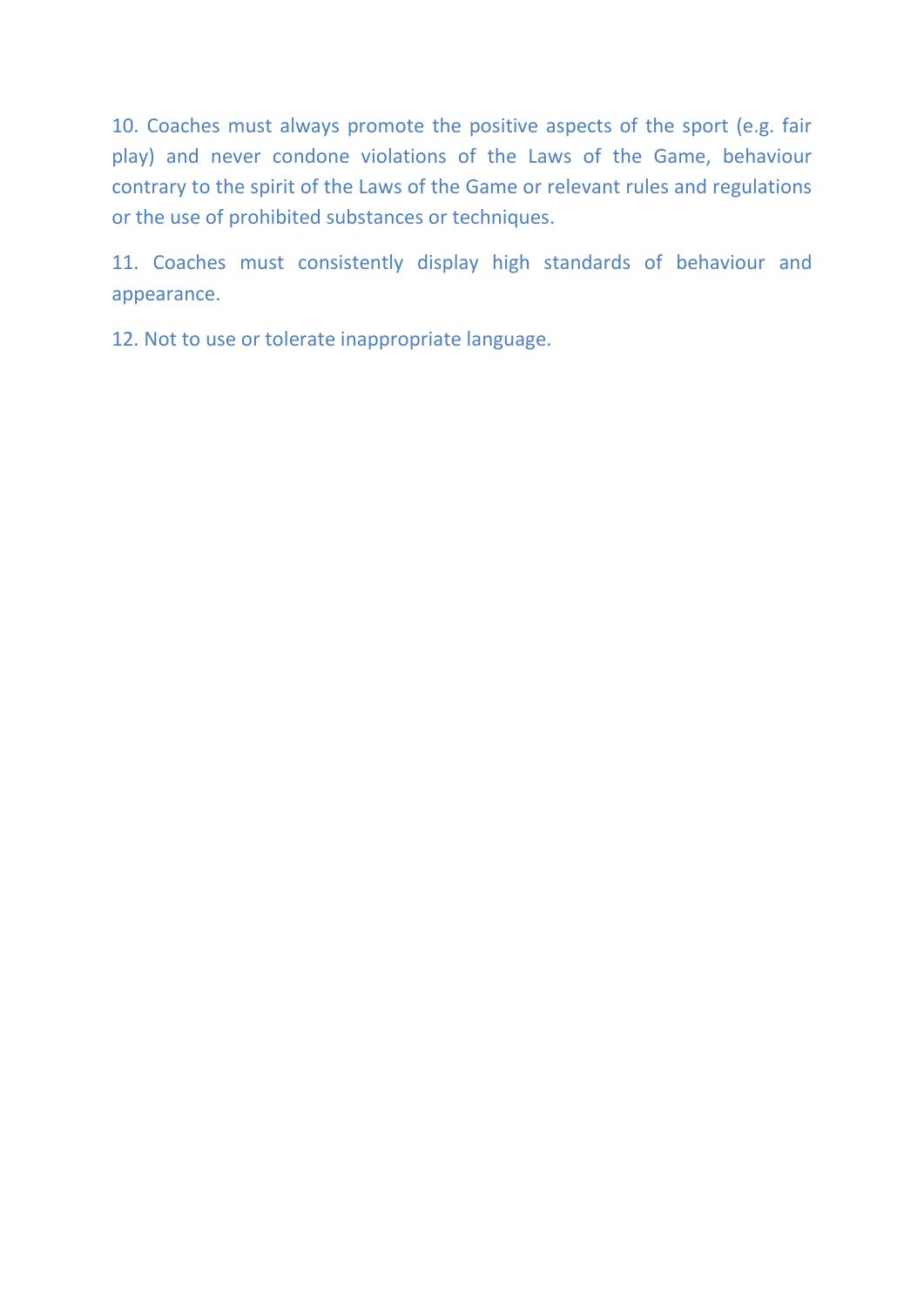10. Coaches must always promote the positive aspects of the sport (e.g. fair play) and never condone violations of the Laws of the Game, behaviour contrary to the spirit of the Laws of the Game or relevant rules and regulations or the use of prohibited substances or techniques.

11. Coaches must consistently display high standards of behaviour and appearance.

12. Not to use or tolerate inappropriate language.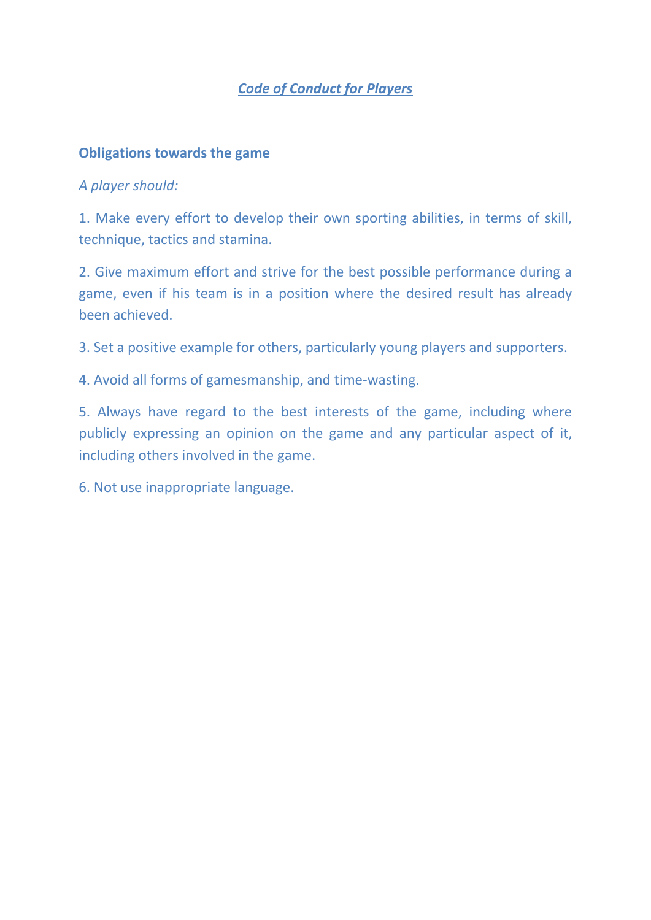# ***Code of Conduct for Players***

## Obligations towards the game

*A player should:*

1. Make every effort to develop their own sporting abilities, in terms of skill, technique, tactics and stamina.

2. Give maximum effort and strive for the best possible performance during a game, even if his team is in a position where the desired result has already been achieved.

3. Set a positive example for others, particularly young players and supporters.

4. Avoid all forms of gamesmanship, and time-wasting.

5. Always have regard to the best interests of the game, including where publicly expressing an opinion on the game and any particular aspect of it, including others involved in the game.

6. Not use inappropriate language.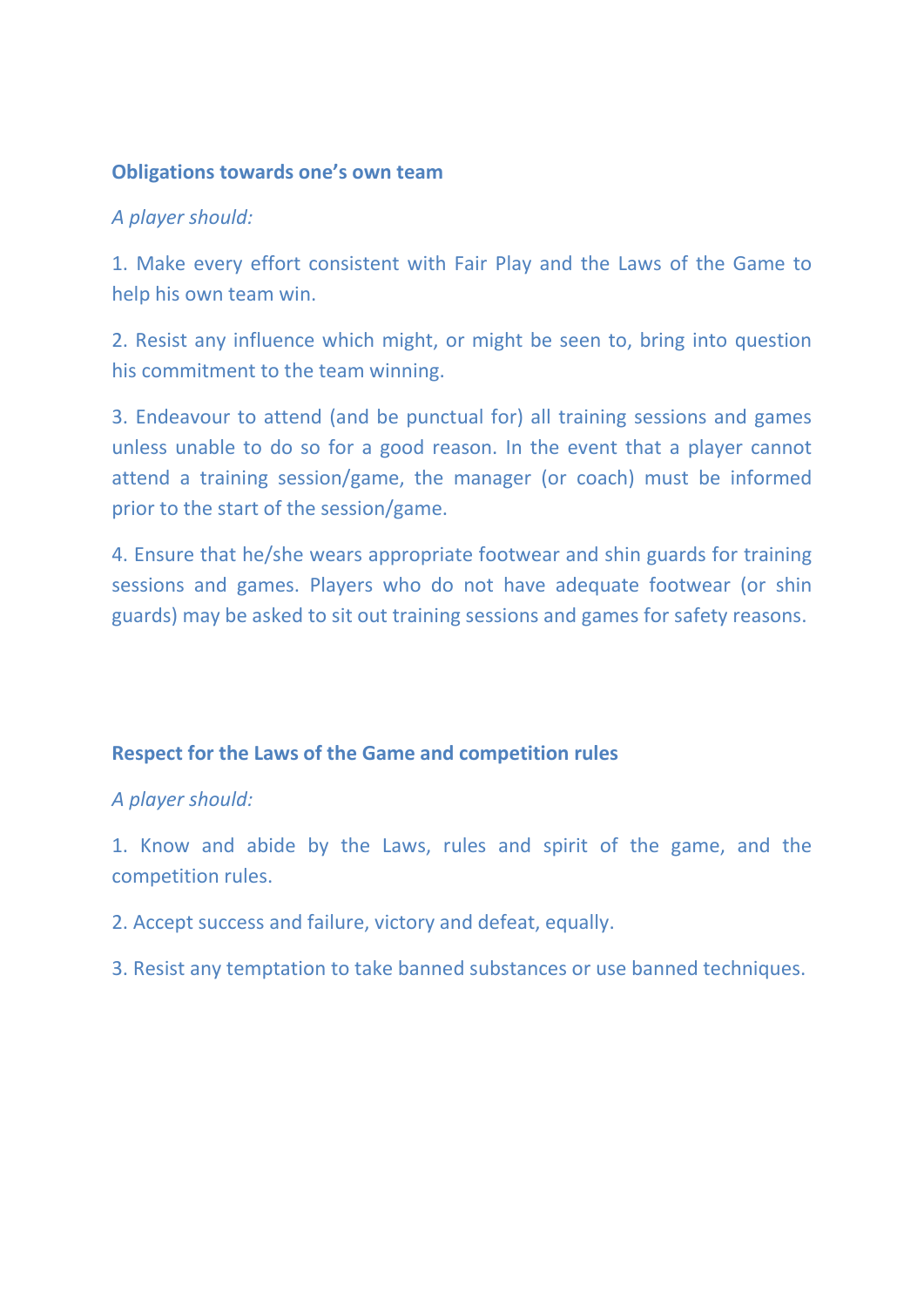**Obligations towards one's own team**

*A player should:*

1. Make every effort consistent with Fair Play and the Laws of the Game to help his own team win.

2. Resist any influence which might, or might be seen to, bring into question his commitment to the team winning.

3. Endeavour to attend (and be punctual for) all training sessions and games unless unable to do so for a good reason. In the event that a player cannot attend a training session/game, the manager (or coach) must be informed prior to the start of the session/game.

4. Ensure that he/she wears appropriate footwear and shin guards for training sessions and games. Players who do not have adequate footwear (or shin guards) may be asked to sit out training sessions and games for safety reasons.

**Respect for the Laws of the Game and competition rules**

*A player should:*

1. Know and abide by the Laws, rules and spirit of the game, and the competition rules.

2. Accept success and failure, victory and defeat, equally.

3. Resist any temptation to take banned substances or use banned techniques.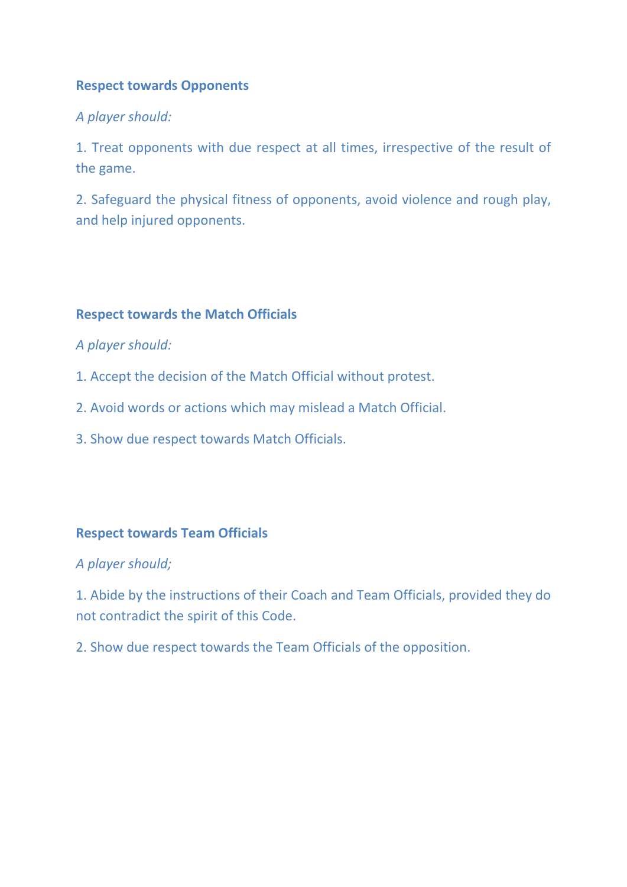**Respect towards Opponents**

*A player should:*

1. Treat opponents with due respect at all times, irrespective of the result of the game.

2. Safeguard the physical fitness of opponents, avoid violence and rough play, and help injured opponents.

**Respect towards the Match Officials**

*A player should:*

1. Accept the decision of the Match Official without protest.

2. Avoid words or actions which may mislead a Match Official.

3. Show due respect towards Match Officials.

**Respect towards Team Officials**

*A player should;*

1. Abide by the instructions of their Coach and Team Officials, provided they do not contradict the spirit of this Code.

2. Show due respect towards the Team Officials of the opposition.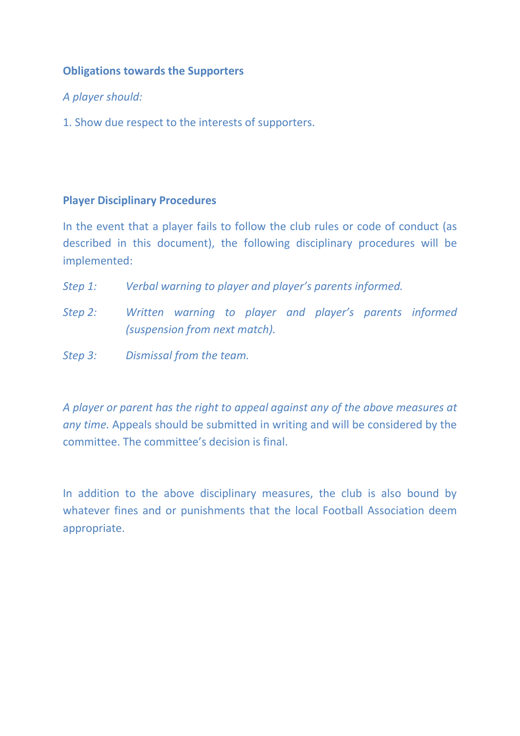**Obligations towards the Supporters**

*A player should:*

1. Show due respect to the interests of supporters.

**Player Disciplinary Procedures**

In the event that a player fails to follow the club rules or code of conduct (as described in this document), the following disciplinary procedures will be implemented:

*Step 1:* *Verbal warning to player and player's parents informed.*

*Step 2:* *Written warning to player and player's parents informed (suspension from next match).*

*Step 3:* *Dismissal from the team.*

*A player or parent has the right to appeal against any of the above measures at any time.* Appeals should be submitted in writing and will be considered by the committee. The committee's decision is final.

In addition to the above disciplinary measures, the club is also bound by whatever fines and or punishments that the local Football Association deem appropriate.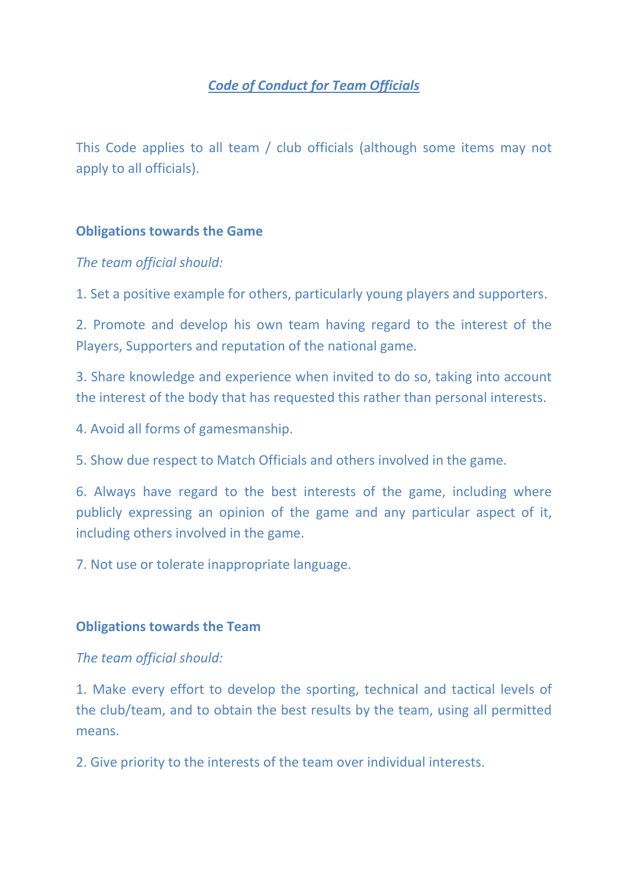# ***Code of Conduct for Team Officials***

This Code applies to all team / club officials (although some items may not apply to all officials).

## Obligations towards the Game

*The team official should:*

1. Set a positive example for others, particularly young players and supporters.

2. Promote and develop his own team having regard to the interest of the Players, Supporters and reputation of the national game.

3. Share knowledge and experience when invited to do so, taking into account the interest of the body that has requested this rather than personal interests.

4. Avoid all forms of gamesmanship.

5. Show due respect to Match Officials and others involved in the game.

6. Always have regard to the best interests of the game, including where publicly expressing an opinion of the game and any particular aspect of it, including others involved in the game.

7. Not use or tolerate inappropriate language.

## Obligations towards the Team

*The team official should:*

1. Make every effort to develop the sporting, technical and tactical levels of the club/team, and to obtain the best results by the team, using all permitted means.

2. Give priority to the interests of the team over individual interests.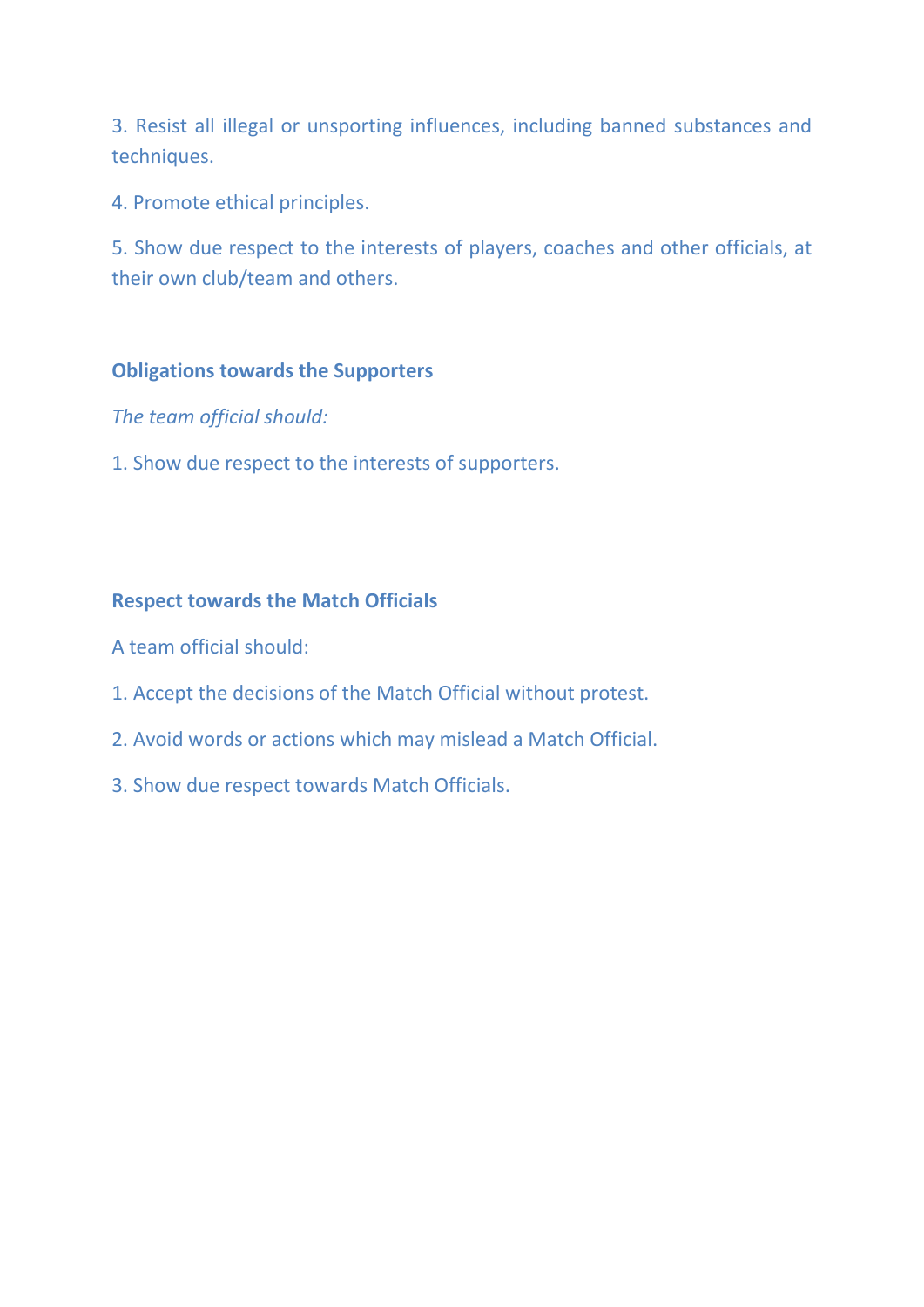3. Resist all illegal or unsporting influences, including banned substances and techniques.

4. Promote ethical principles.

5. Show due respect to the interests of players, coaches and other officials, at their own club/team and others.

### Obligations towards the Supporters

*The team official should:*

1. Show due respect to the interests of supporters.

### Respect towards the Match Officials

A team official should:

1. Accept the decisions of the Match Official without protest.

2. Avoid words or actions which may mislead a Match Official.

3. Show due respect towards Match Officials.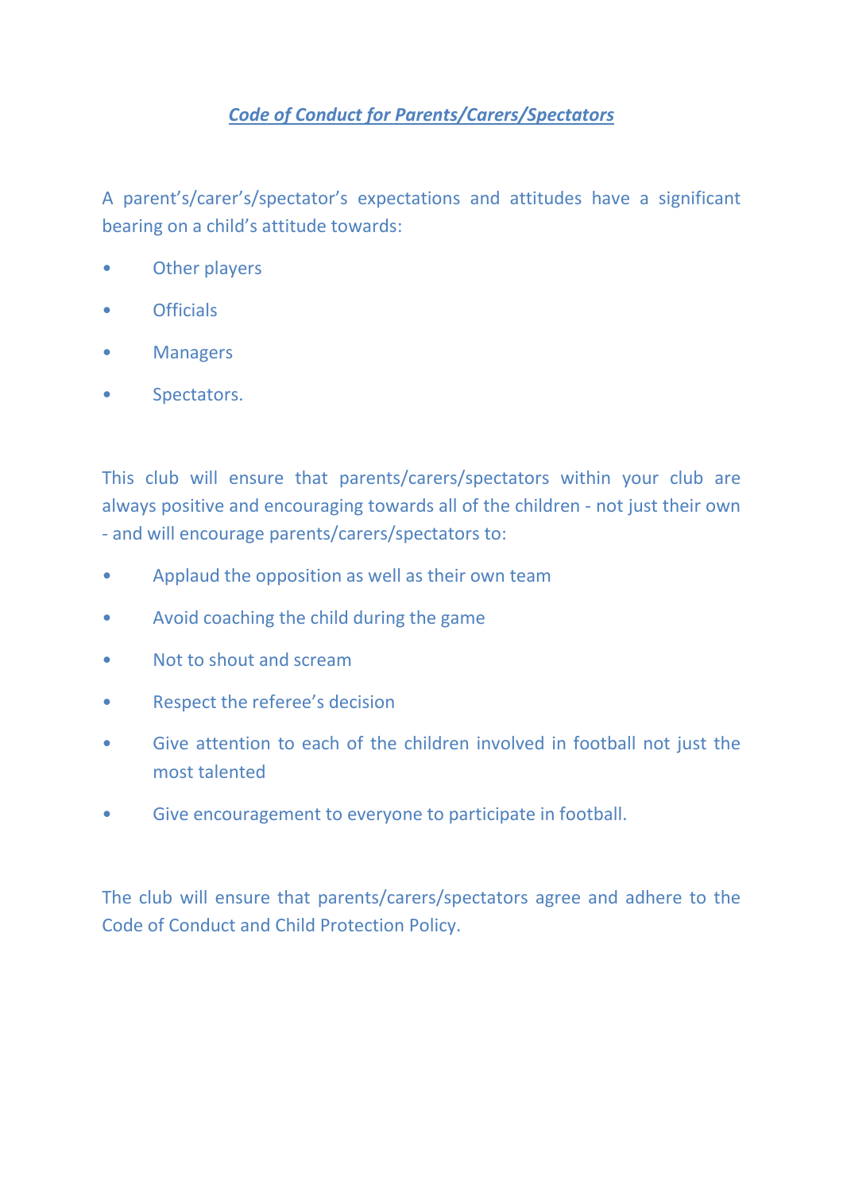## ***Code of Conduct for Parents/Carers/Spectators***

A parent's/carer's/spectator's expectations and attitudes have a significant bearing on a child's attitude towards:

- Other players
- Officials
- Managers
- Spectators.

This club will ensure that parents/carers/spectators within your club are always positive and encouraging towards all of the children - not just their own - and will encourage parents/carers/spectators to:

- Applaud the opposition as well as their own team
- Avoid coaching the child during the game
- Not to shout and scream
- Respect the referee's decision
- Give attention to each of the children involved in football not just the most talented
- Give encouragement to everyone to participate in football.

The club will ensure that parents/carers/spectators agree and adhere to the Code of Conduct and Child Protection Policy.